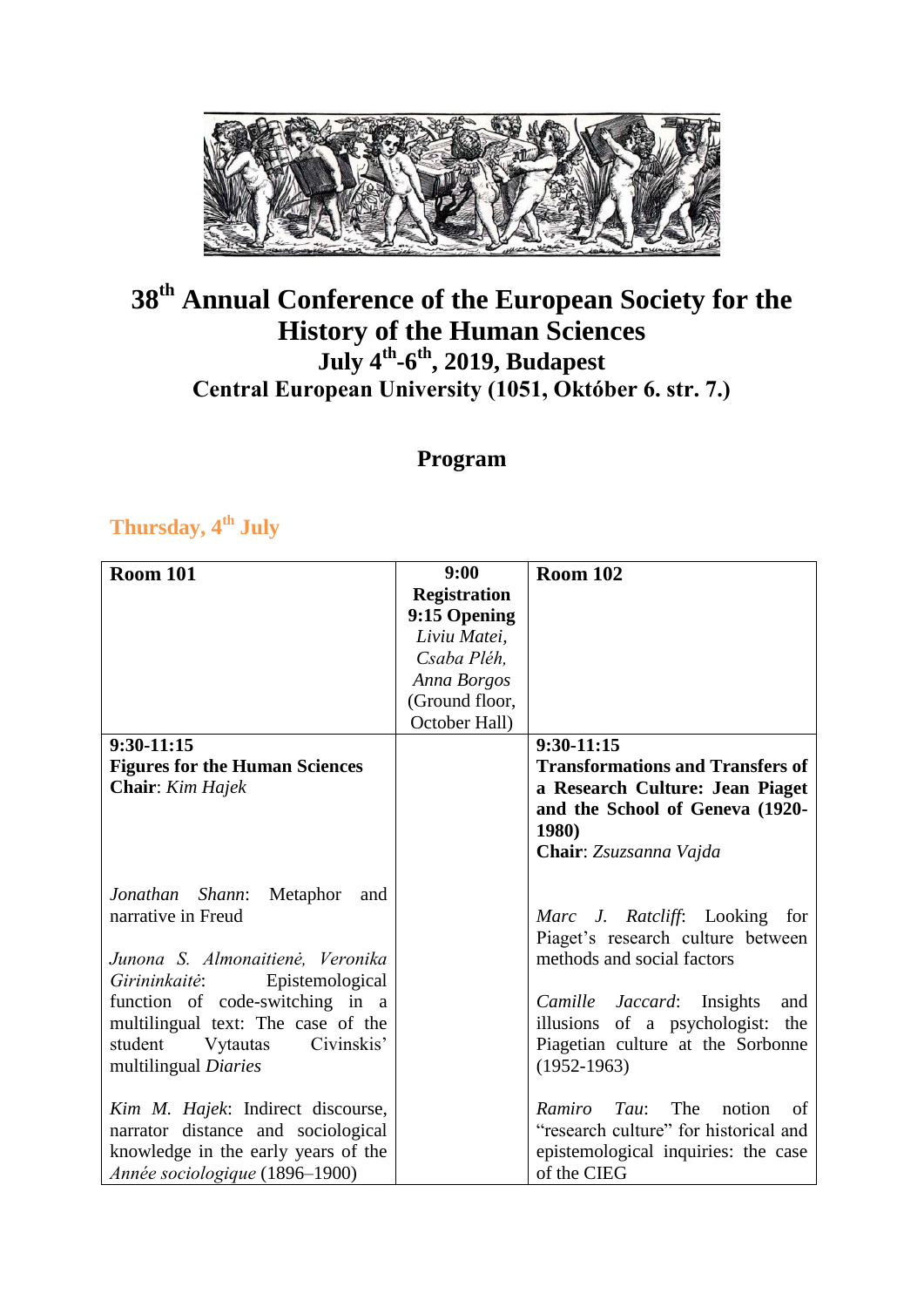# 38th Annual Conference of the European Society for the History of the Human Sciences

## July 4th-6th, 2019, Budapest

## Central European University (1051, Október 6. str. 7.)

## Program

### Thursday, 4th July

| Room 101 | 9:00 Registration<br>9:15 Opening<br>*Liviu Matei, Csaba Pléh, Anna Borgos*<br>(Ground floor, October Hall) | Room 102 |
|---|---|---|
| **9:30-11:15**<br>**Figures for the Human Sciences**<br>**Chair**: *Kim Hajek*<br><br>*Jonathan Shann*: Metaphor and narrative in Freud<br><br>*Junona S. Almonaitienė, Veronika Girininkaitė*: Epistemological function of code-switching in a multilingual text: The case of the student Vytautas Civinskis' multilingual *Diaries*<br><br>*Kim M. Hajek*: Indirect discourse, narrator distance and sociological knowledge in the early years of the *Année sociologique* (1896–1900) | | **9:30-11:15**<br>**Transformations and Transfers of a Research Culture: Jean Piaget and the School of Geneva (1920-1980)**<br>**Chair**: *Zsuzsanna Vajda*<br><br>*Marc J. Ratcliff*: Looking for Piaget's research culture between methods and social factors<br><br>*Camille Jaccard*: Insights and illusions of a psychologist: the Piagetian culture at the Sorbonne (1952-1963)<br><br>*Ramiro Tau*: The notion of "research culture" for historical and epistemological inquiries: the case of the CIEG |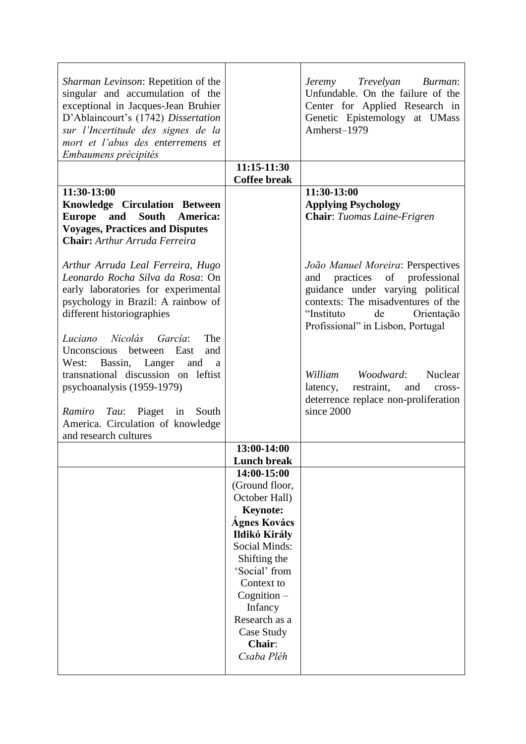| | | |
|---|---|---|
| *Sharman Levinson*: Repetition of the singular and accumulation of the exceptional in Jacques-Jean Bruhier D'Ablaincourt's (1742) *Dissertation sur l'Incertitude des signes de la mort et l'abus des enterremens et Embaumens précipités* | | *Jeremy Trevelyan Burman*: Unfundable. On the failure of the Center for Applied Research in Genetic Epistemology at UMass Amherst–1979 |
| | **11:15-11:30** **Coffee break** | |
| **11:30-13:00** **Knowledge Circulation Between Europe and South America: Voyages, Practices and Disputes** **Chair:** *Arthur Arruda Ferreira* <br><br> *Arthur Arruda Leal Ferreira, Hugo Leonardo Rocha Silva da Rosa*: On early laboratories for experimental psychology in Brazil: A rainbow of different historiographies <br><br> *Luciano Nicolás García*: The Unconscious between East and West: Bassin, Langer and a transnational discussion on leftist psychoanalysis (1959-1979) <br><br> *Ramiro Tau*: Piaget in South America. Circulation of knowledge and research cultures | | **11:30-13:00** **Applying Psychology** **Chair**: *Tuomas Laine-Frigren* <br><br> *João Manuel Moreira*: Perspectives and practices of professional guidance under varying political contexts: The misadventures of the "Instituto de Orientação Profissional" in Lisbon, Portugal <br><br> *William Woodward*: Nuclear latency, restraint, and cross-deterrence replace non-proliferation since 2000 |
| | **13:00-14:00** **Lunch break** | |
| | **14:00-15:00** (Ground floor, October Hall) **Keynote:** **Ágnes Kovács** **Ildikó Király** Social Minds: Shifting the 'Social' from Context to Cognition – Infancy Research as a Case Study **Chair**: *Csaba Pléh* | |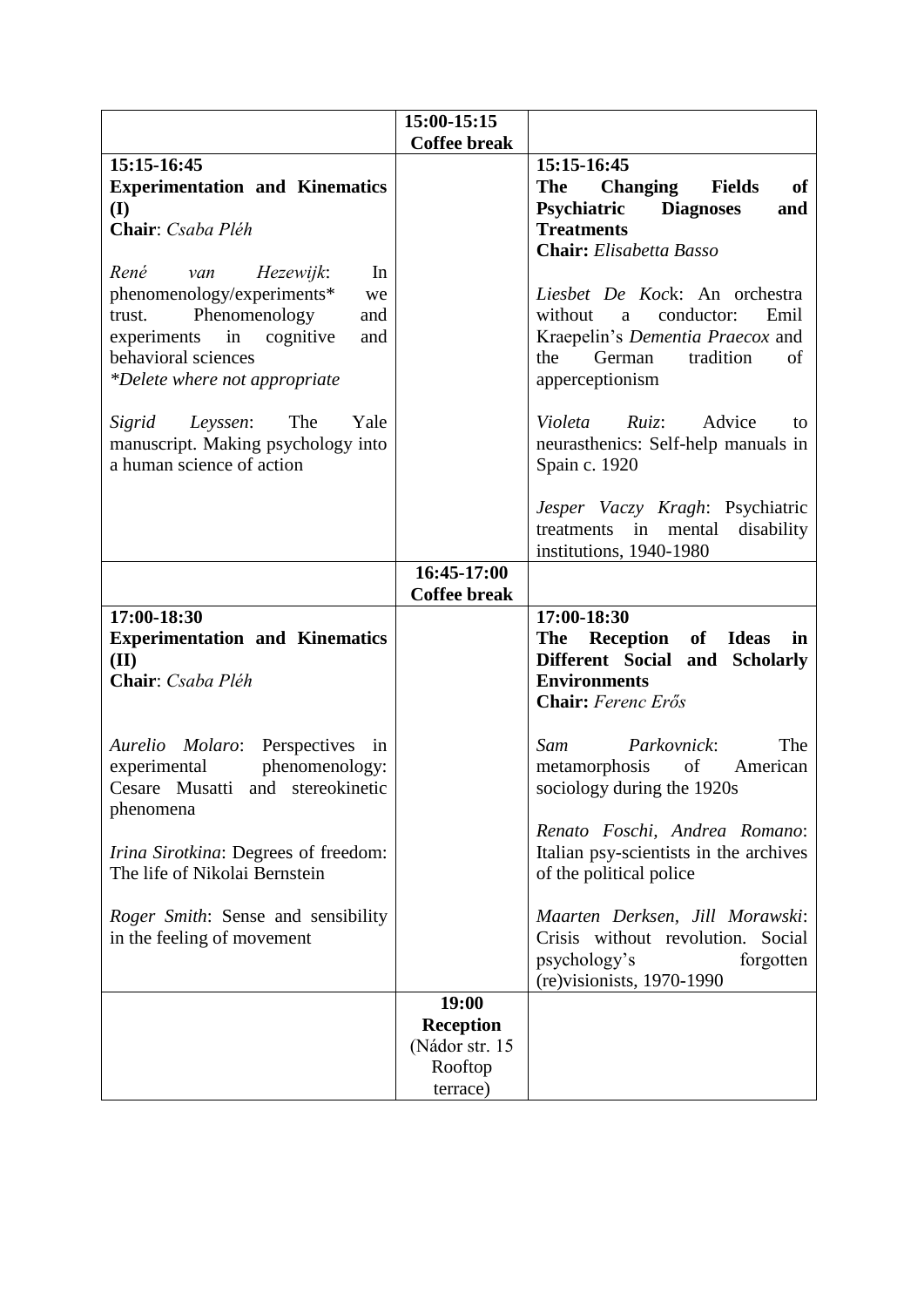| | | |
|---|---|---|
| | **15:00-15:15** **Coffee break** | |
| **15:15-16:45** **Experimentation and Kinematics (I)** **Chair**: *Csaba Pléh*<br><br>*René van Hezewijk*: In phenomenology/experiments* we trust. Phenomenology and experiments in cognitive and behavioral sciences *\*Delete where not appropriate*<br><br>*Sigrid Leyssen*: The Yale manuscript. Making psychology into a human science of action | | **15:15-16:45** **The Changing Fields of Psychiatric Diagnoses and Treatments** **Chair:** *Elisabetta Basso*<br><br>*Liesbet De Kock*: An orchestra without a conductor: Emil Kraepelin's *Dementia Praecox* and the German tradition of apperceptionism<br><br>*Violeta Ruiz*: Advice to neurasthenics: Self-help manuals in Spain c. 1920<br><br>*Jesper Vaczy Kragh*: Psychiatric treatments in mental disability institutions, 1940-1980 |
| | **16:45-17:00** **Coffee break** | |
| **17:00-18:30** **Experimentation and Kinematics (II)** **Chair**: *Csaba Pléh*<br><br>*Aurelio Molaro*: Perspectives in experimental phenomenology: Cesare Musatti and stereokinetic phenomena<br><br>*Irina Sirotkina*: Degrees of freedom: The life of Nikolai Bernstein<br><br>*Roger Smith*: Sense and sensibility in the feeling of movement | | **17:00-18:30** **The Reception of Ideas in Different Social and Scholarly Environments** **Chair:** *Ferenc Erős*<br><br>*Sam Parkovnick*: The metamorphosis of American sociology during the 1920s<br><br>*Renato Foschi, Andrea Romano*: Italian psy-scientists in the archives of the political police<br><br>*Maarten Derksen, Jill Morawski*: Crisis without revolution. Social psychology's forgotten (re)visionists, 1970-1990 |
| | **19:00** **Reception** (Nádor str. 15 Rooftop terrace) | |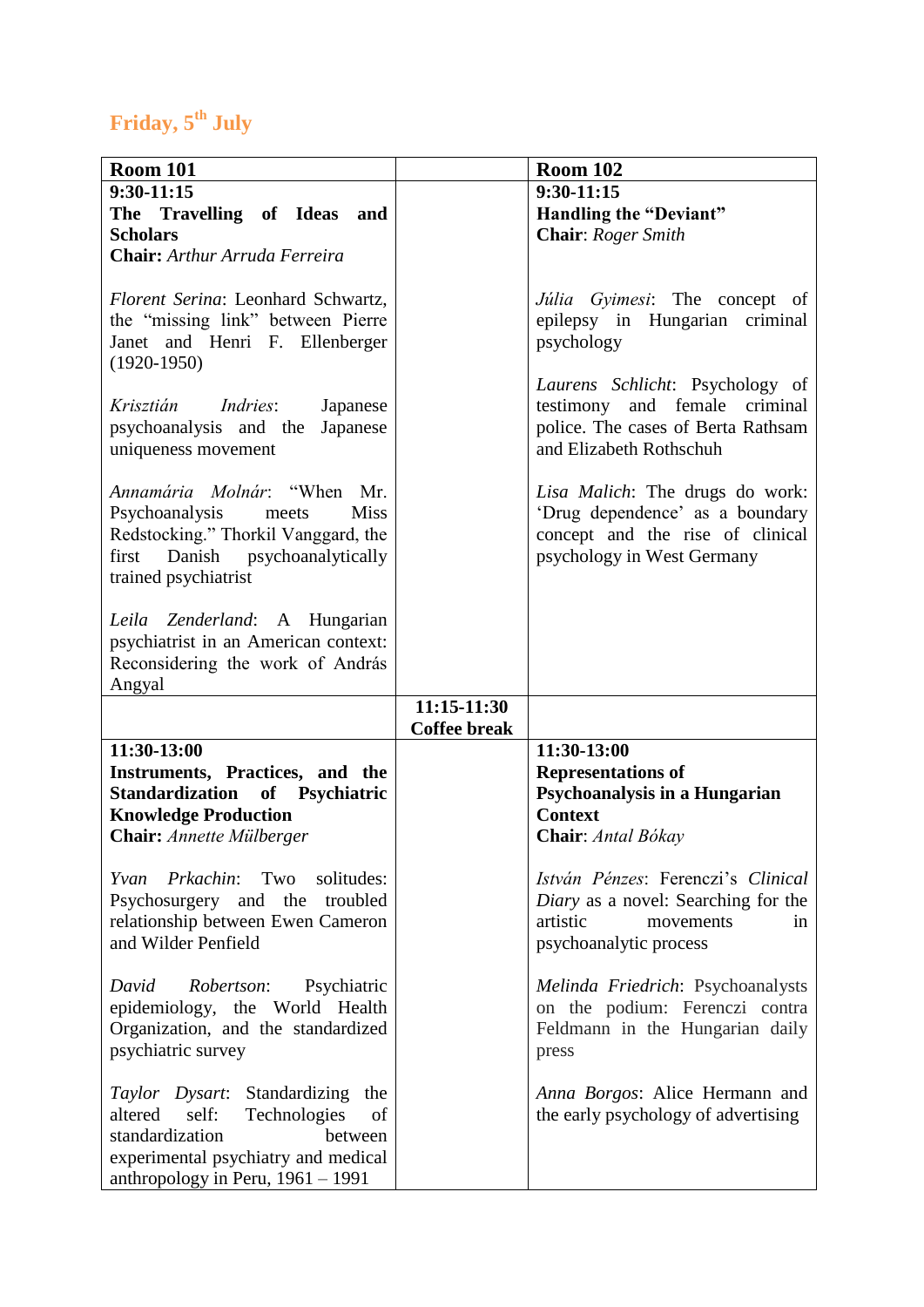## Friday, 5th July

| Room 101 | | Room 102 |
|---|---|---|
| **9:30-11:15**<br>**The Travelling of Ideas and Scholars**<br>**Chair:** *Arthur Arruda Ferreira*<br><br>*Florent Serina*: Leonhard Schwartz, the "missing link" between Pierre Janet and Henri F. Ellenberger (1920-1950)<br><br>*Krisztián Indries*: Japanese psychoanalysis and the Japanese uniqueness movement<br><br>*Annamária Molnár*: "When Mr. Psychoanalysis meets Miss Redstocking." Thorkil Vanggard, the first Danish psychoanalytically trained psychiatrist<br><br>*Leila Zenderland*: A Hungarian psychiatrist in an American context: Reconsidering the work of András Angyal | | **9:30-11:15**<br>**Handling the "Deviant"**<br>**Chair**: *Roger Smith*<br><br>*Júlia Gyimesi*: The concept of epilepsy in Hungarian criminal psychology<br><br>*Laurens Schlicht*: Psychology of testimony and female criminal police. The cases of Berta Rathsam and Elizabeth Rothschuh<br><br>*Lisa Malich*: The drugs do work: 'Drug dependence' as a boundary concept and the rise of clinical psychology in West Germany |
| | **11:15-11:30**<br>**Coffee break** | |
| **11:30-13:00**<br>**Instruments, Practices, and the Standardization of Psychiatric Knowledge Production**<br>**Chair:** *Annette Mülberger*<br><br>*Yvan Prkachin*: Two solitudes: Psychosurgery and the troubled relationship between Ewen Cameron and Wilder Penfield<br><br>*David Robertson*: Psychiatric epidemiology, the World Health Organization, and the standardized psychiatric survey<br><br>*Taylor Dysart*: Standardizing the altered self: Technologies of standardization between experimental psychiatry and medical anthropology in Peru, 1961 – 1991 | | **11:30-13:00**<br>**Representations of Psychoanalysis in a Hungarian Context**<br>**Chair**: *Antal Bókay*<br><br>*István Pénzes*: Ferenczi's *Clinical Diary* as a novel: Searching for the artistic movements in psychoanalytic process<br><br>*Melinda Friedrich*: Psychoanalysts on the podium: Ferenczi contra Feldmann in the Hungarian daily press<br><br>*Anna Borgos*: Alice Hermann and the early psychology of advertising |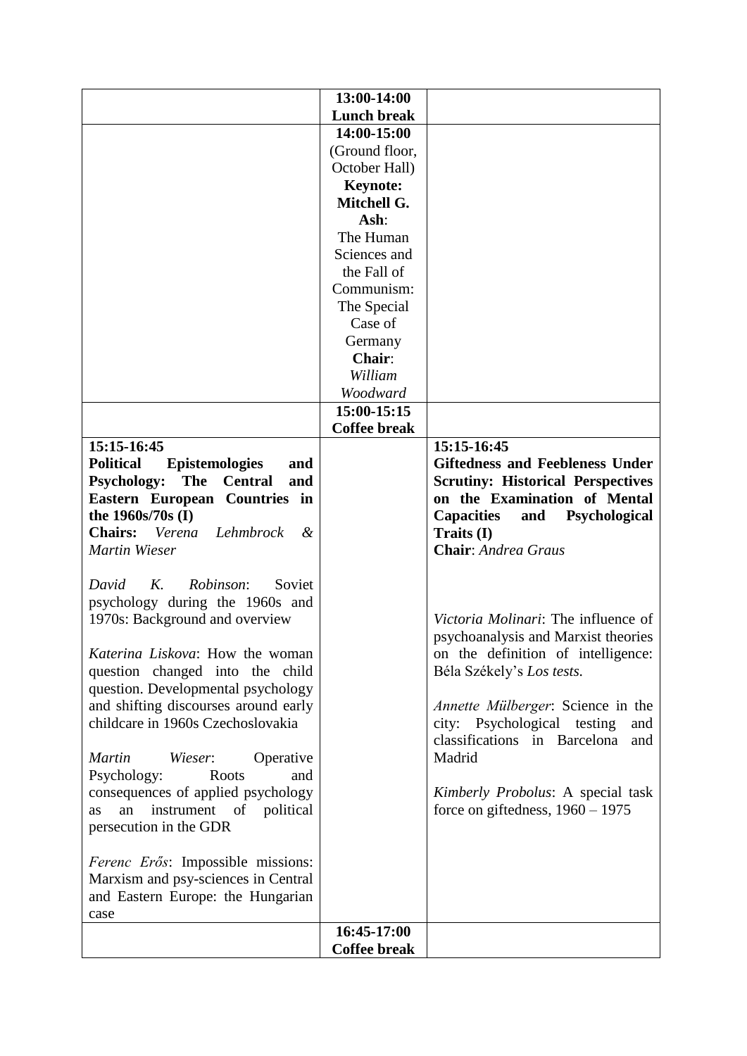| | | |
|---|---|---|
| | **13:00-14:00** **Lunch break** | |
| | **14:00-15:00** (Ground floor, October Hall) **Keynote: Mitchell G. Ash**: The Human Sciences and the Fall of Communism: The Special Case of Germany **Chair**: *William Woodward* | |
| | **15:00-15:15** **Coffee break** | |
| **15:15-16:45** **Political Epistemologies and Psychology: The Central and Eastern European Countries in the 1960s/70s (I)** **Chairs:** *Verena Lehmbrock & Martin Wieser*<br><br>*David K. Robinson*: Soviet psychology during the 1960s and 1970s: Background and overview<br><br>*Katerina Liskova*: How the woman question changed into the child question. Developmental psychology and shifting discourses around early childcare in 1960s Czechoslovakia<br><br>*Martin Wieser*: Operative Psychology: Roots and consequences of applied psychology as an instrument of political persecution in the GDR<br><br>*Ferenc Erős*: Impossible missions: Marxism and psy-sciences in Central and Eastern Europe: the Hungarian case | | **15:15-16:45** **Giftedness and Feebleness Under Scrutiny: Historical Perspectives on the Examination of Mental Capacities and Psychological Traits (I)** **Chair**: *Andrea Graus*<br><br>*Victoria Molinari*: The influence of psychoanalysis and Marxist theories on the definition of intelligence: Béla Székely's *Los tests.*<br><br>*Annette Mülberger*: Science in the city: Psychological testing and classifications in Barcelona and Madrid<br><br>*Kimberly Probolus*: A special task force on giftedness, 1960 – 1975 |
| | **16:45-17:00** **Coffee break** | |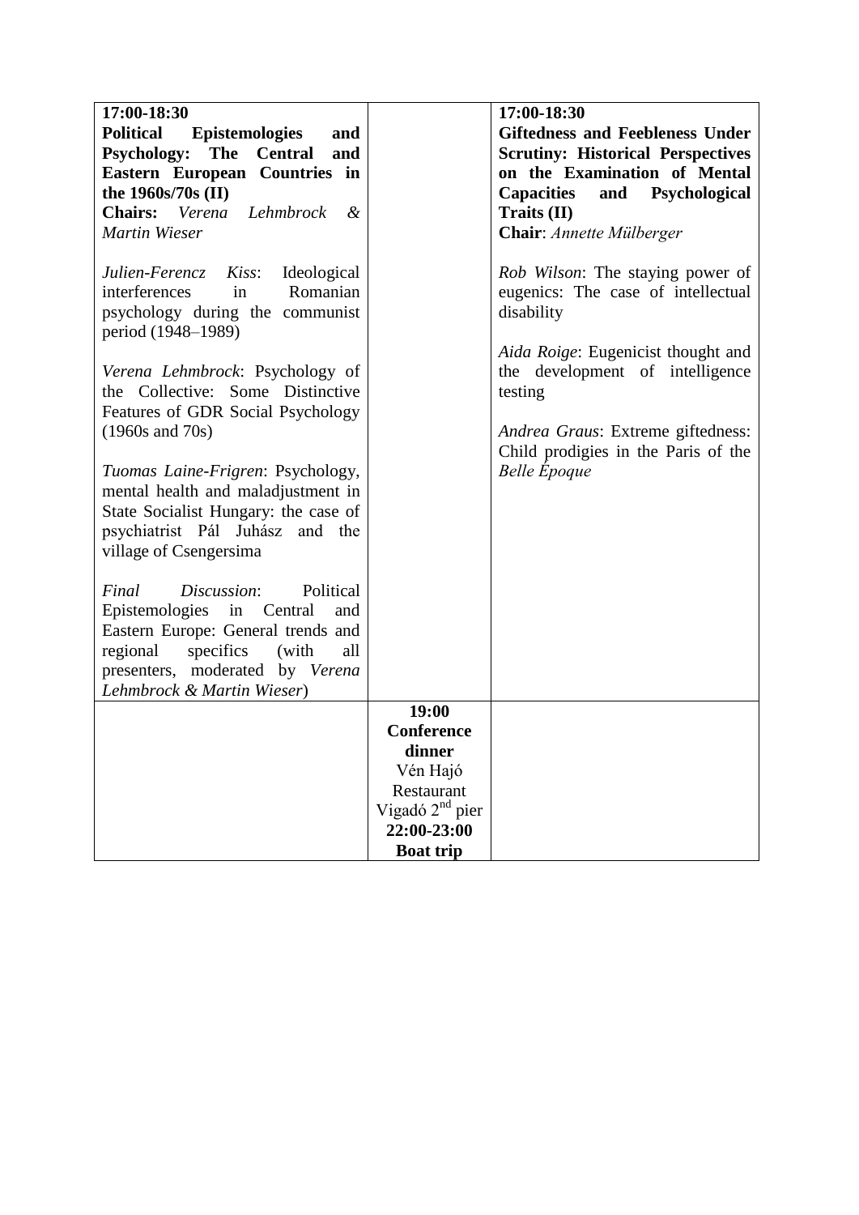| **17:00-18:30**<br>**Political Epistemologies and Psychology: The Central and Eastern European Countries in the 1960s/70s (II)**<br>**Chairs:** *Verena Lehmbrock & Martin Wieser*<br><br>*Julien-Ferencz Kiss*: Ideological interferences in Romanian psychology during the communist period (1948–1989)<br><br>*Verena Lehmbrock*: Psychology of the Collective: Some Distinctive Features of GDR Social Psychology (1960s and 70s)<br><br>*Tuomas Laine-Frigren*: Psychology, mental health and maladjustment in State Socialist Hungary: the case of psychiatrist Pál Juhász and the village of Csengersima<br><br>*Final Discussion*: Political Epistemologies in Central and Eastern Europe: General trends and regional specifics (with all presenters, moderated by *Verena Lehmbrock & Martin Wieser*) | | **17:00-18:30**<br>**Giftedness and Feebleness Under Scrutiny: Historical Perspectives on the Examination of Mental Capacities and Psychological Traits (II)**<br>**Chair**: *Annette Mülberger*<br><br>*Rob Wilson*: The staying power of eugenics: The case of intellectual disability<br><br>*Aida Roige*: Eugenicist thought and the development of intelligence testing<br><br>*Andrea Graus*: Extreme giftedness: Child prodigies in the Paris of the *Belle Époque* |
|---|---|---|
| | **19:00**<br>**Conference dinner**<br>Vén Hajó Restaurant<br>Vigadó 2nd pier<br>**22:00-23:00**<br>**Boat trip** | |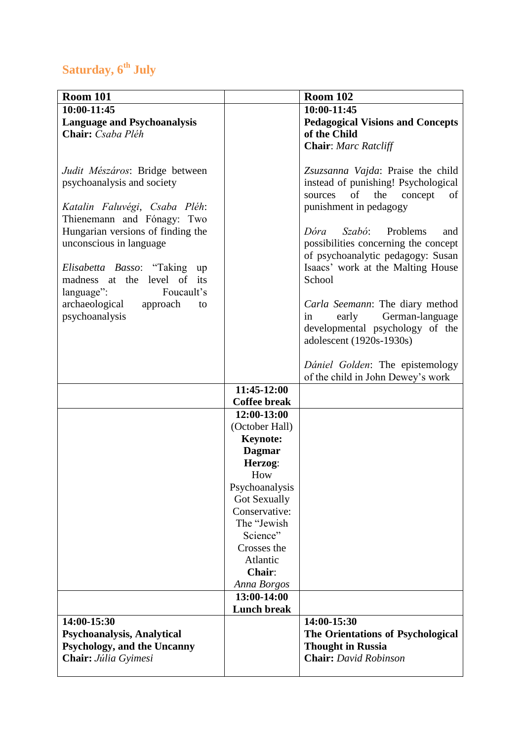## Saturday, 6th July

| Room 101 | | Room 102 |
|---|---|---|
| **10:00-11:45**<br>**Language and Psychoanalysis**<br>**Chair:** *Csaba Pléh*<br><br>*Judit Mészáros*: Bridge between psychoanalysis and society<br><br>*Katalin Faluvégi, Csaba Pléh*: Thienemann and Fónagy: Two Hungarian versions of finding the unconscious in language<br><br>*Elisabetta Basso*: "Taking up madness at the level of its language": Foucault's archaeological approach to psychoanalysis | | **10:00-11:45**<br>**Pedagogical Visions and Concepts of the Child**<br>**Chair**: *Marc Ratcliff*<br><br>*Zsuzsanna Vajda*: Praise the child instead of punishing! Psychological sources of the concept of punishment in pedagogy<br><br>*Dóra Szabó*: Problems and possibilities concerning the concept of psychoanalytic pedagogy: Susan Isaacs' work at the Malting House School<br><br>*Carla Seemann*: The diary method in early German-language developmental psychology of the adolescent (1920s-1930s)<br><br>*Dániel Golden*: The epistemology of the child in John Dewey's work |
| | **11:45-12:00**<br>**Coffee break** | |
| | **12:00-13:00**<br>(October Hall)<br>**Keynote: Dagmar Herzog**: How Psychoanalysis Got Sexually Conservative: The "Jewish Science" Crosses the Atlantic<br>**Chair**: *Anna Borgos* | |
| | **13:00-14:00**<br>**Lunch break** | |
| **14:00-15:30**<br>**Psychoanalysis, Analytical Psychology, and the Uncanny**<br>**Chair:** *Júlia Gyimesi* | | **14:00-15:30**<br>**The Orientations of Psychological Thought in Russia**<br>**Chair:** *David Robinson* |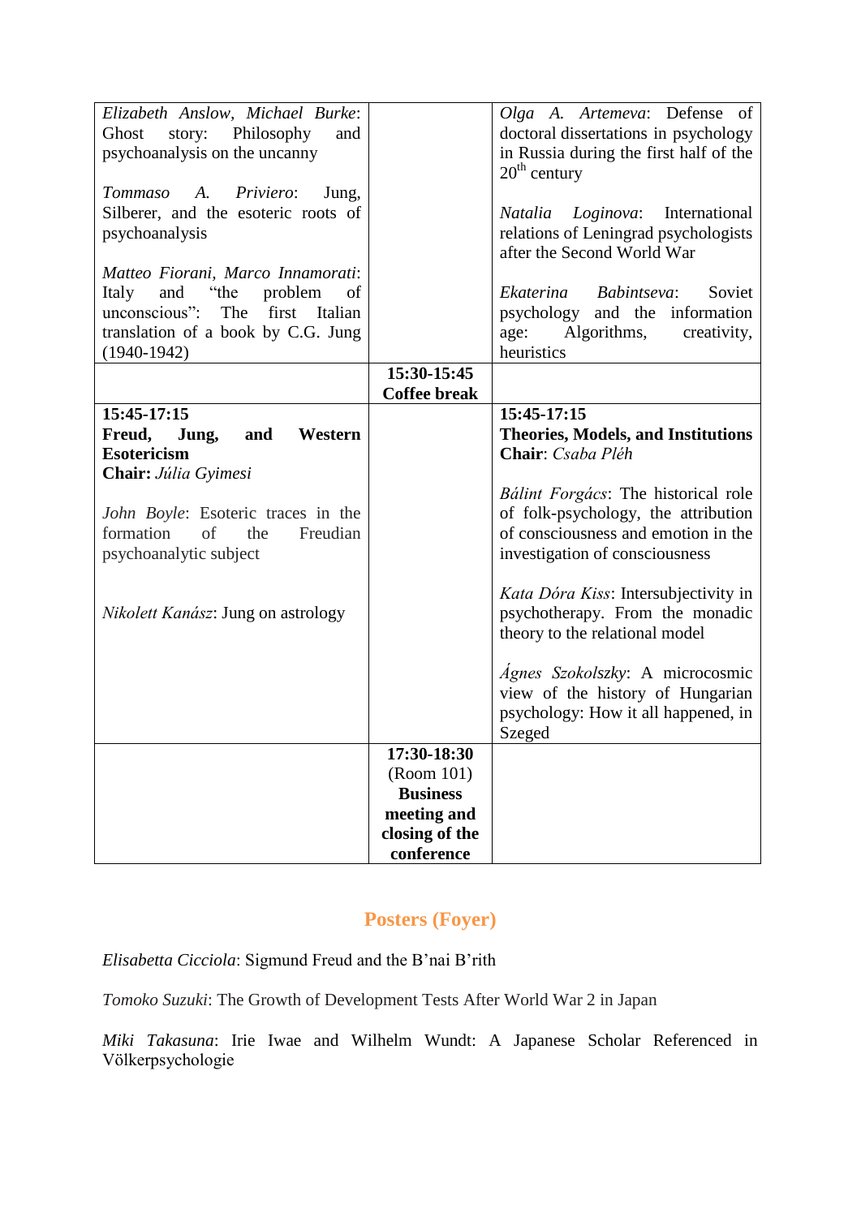| | | |
|---|---|---|
| *Elizabeth Anslow, Michael Burke*: Ghost story: Philosophy and psychoanalysis on the uncanny<br><br>*Tommaso A. Priviero*: Jung, Silberer, and the esoteric roots of psychoanalysis<br><br>*Matteo Fiorani, Marco Innamorati*: Italy and "the problem of unconscious": The first Italian translation of a book by C.G. Jung (1940-1942) | | *Olga A. Artemeva*: Defense of doctoral dissertations in psychology in Russia during the first half of the 20th century<br><br>*Natalia Loginova*: International relations of Leningrad psychologists after the Second World War<br><br>*Ekaterina Babintseva*: Soviet psychology and the information age: Algorithms, creativity, heuristics |
| | **15:30-15:45 Coffee break** | |
| **15:45-17:15**<br>**Freud, Jung, and Western Esotericism**<br>**Chair:** *Júlia Gyimesi*<br><br>*John Boyle*: Esoteric traces in the formation of the Freudian psychoanalytic subject<br><br>*Nikolett Kanász*: Jung on astrology | | **15:45-17:15**<br>**Theories, Models, and Institutions**<br>**Chair**: *Csaba Pléh*<br><br>*Bálint Forgács*: The historical role of folk-psychology, the attribution of consciousness and emotion in the investigation of consciousness<br><br>*Kata Dóra Kiss*: Intersubjectivity in psychotherapy. From the monadic theory to the relational model<br><br>*Ágnes Szokolszky*: A microcosmic view of the history of Hungarian psychology: How it all happened, in Szeged |
| | **17:30-18:30** (Room 101) **Business meeting and closing of the conference** | |

## Posters (Foyer)

*Elisabetta Cicciola*: Sigmund Freud and the B'nai B'rith

*Tomoko Suzuki*: The Growth of Development Tests After World War 2 in Japan

*Miki Takasuna*: Irie Iwae and Wilhelm Wundt: A Japanese Scholar Referenced in Völkerpsychologie